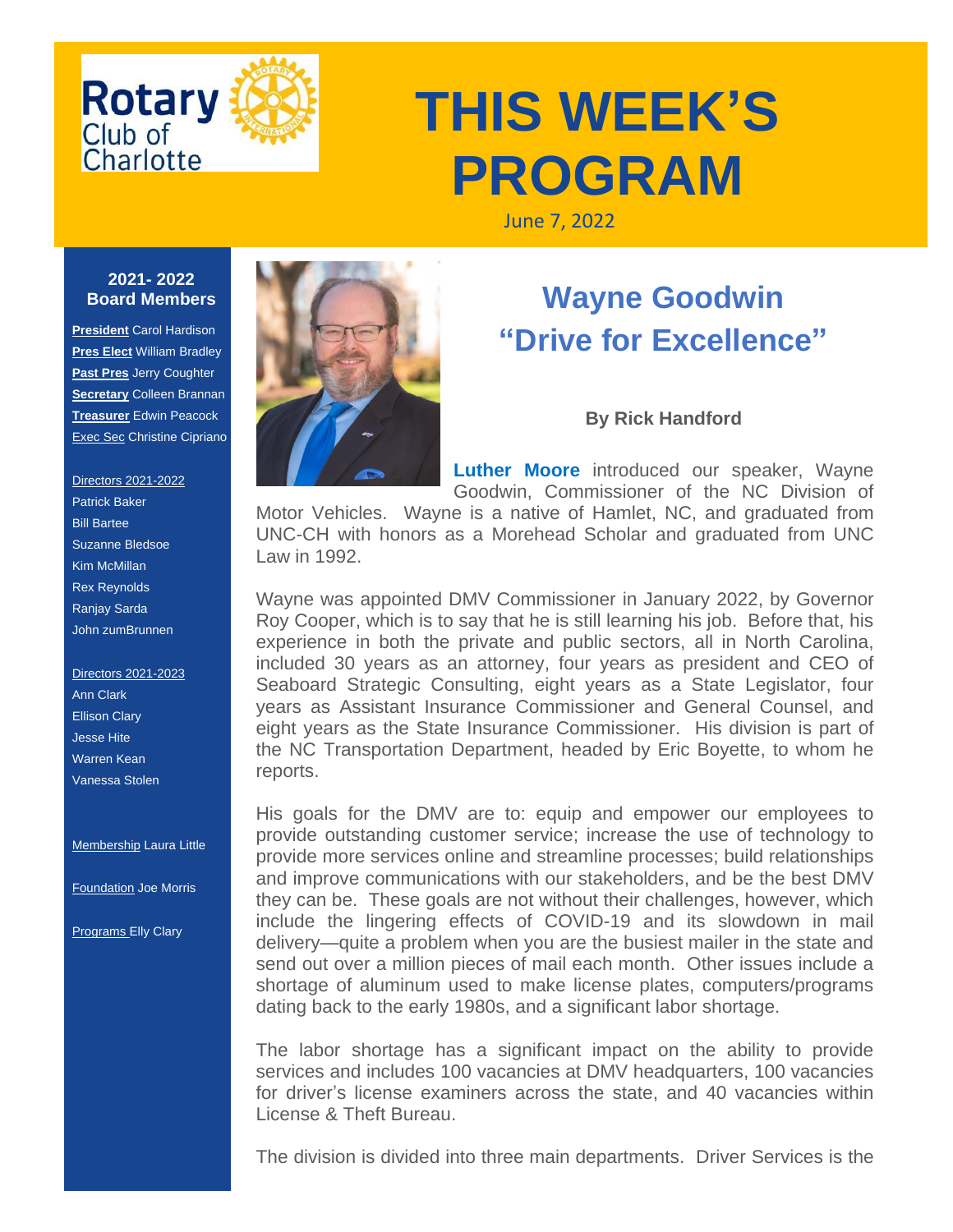Rotary Club of Charlotte

# THIS WEEK'S PROGRAM

June 7, 2022

**2021- 2022 Board Members**

**President** Carol Hardison
**Pres Elect** William Bradley
**Past Pres** Jerry Coughter
**Secretary** Colleen Brannan
**Treasurer** Edwin Peacock
Exec Sec Christine Cipriano

Directors 2021-2022
Patrick Baker
Bill Bartee
Suzanne Bledsoe
Kim McMillan
Rex Reynolds
Ranjay Sarda
John zumBrunnen

Directors 2021-2023
Ann Clark
Ellison Clary
Jesse Hite
Warren Kean
Vanessa Stolen

Membership Laura Little

Foundation Joe Morris

Programs Elly Clary

## Wayne Goodwin
## "Drive for Excellence"

**By Rick Handford**

**Luther Moore** introduced our speaker, Wayne Goodwin, Commissioner of the NC Division of Motor Vehicles. Wayne is a native of Hamlet, NC, and graduated from UNC-CH with honors as a Morehead Scholar and graduated from UNC Law in 1992.

Wayne was appointed DMV Commissioner in January 2022, by Governor Roy Cooper, which is to say that he is still learning his job. Before that, his experience in both the private and public sectors, all in North Carolina, included 30 years as an attorney, four years as president and CEO of Seaboard Strategic Consulting, eight years as a State Legislator, four years as Assistant Insurance Commissioner and General Counsel, and eight years as the State Insurance Commissioner. His division is part of the NC Transportation Department, headed by Eric Boyette, to whom he reports.

His goals for the DMV are to: equip and empower our employees to provide outstanding customer service; increase the use of technology to provide more services online and streamline processes; build relationships and improve communications with our stakeholders, and be the best DMV they can be. These goals are not without their challenges, however, which include the lingering effects of COVID-19 and its slowdown in mail delivery—quite a problem when you are the busiest mailer in the state and send out over a million pieces of mail each month. Other issues include a shortage of aluminum used to make license plates, computers/programs dating back to the early 1980s, and a significant labor shortage.

The labor shortage has a significant impact on the ability to provide services and includes 100 vacancies at DMV headquarters, 100 vacancies for driver's license examiners across the state, and 40 vacancies within License & Theft Bureau.

The division is divided into three main departments. Driver Services is the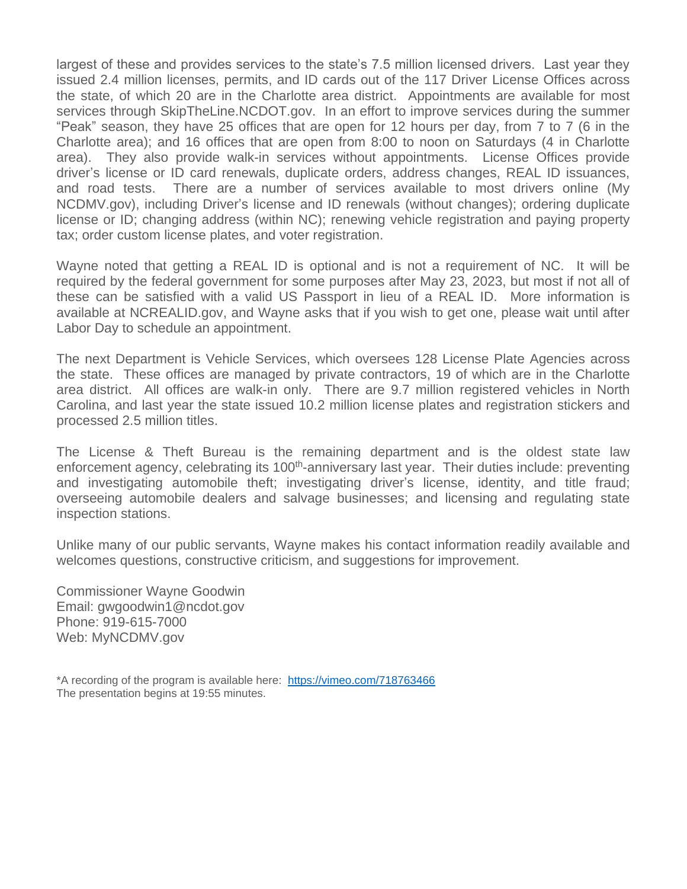largest of these and provides services to the state's 7.5 million licensed drivers. Last year they issued 2.4 million licenses, permits, and ID cards out of the 117 Driver License Offices across the state, of which 20 are in the Charlotte area district. Appointments are available for most services through SkipTheLine.NCDOT.gov. In an effort to improve services during the summer "Peak" season, they have 25 offices that are open for 12 hours per day, from 7 to 7 (6 in the Charlotte area); and 16 offices that are open from 8:00 to noon on Saturdays (4 in Charlotte area). They also provide walk-in services without appointments. License Offices provide driver's license or ID card renewals, duplicate orders, address changes, REAL ID issuances, and road tests. There are a number of services available to most drivers online (My NCDMV.gov), including Driver's license and ID renewals (without changes); ordering duplicate license or ID; changing address (within NC); renewing vehicle registration and paying property tax; order custom license plates, and voter registration.

Wayne noted that getting a REAL ID is optional and is not a requirement of NC. It will be required by the federal government for some purposes after May 23, 2023, but most if not all of these can be satisfied with a valid US Passport in lieu of a REAL ID. More information is available at NCREALID.gov, and Wayne asks that if you wish to get one, please wait until after Labor Day to schedule an appointment.

The next Department is Vehicle Services, which oversees 128 License Plate Agencies across the state. These offices are managed by private contractors, 19 of which are in the Charlotte area district. All offices are walk-in only. There are 9.7 million registered vehicles in North Carolina, and last year the state issued 10.2 million license plates and registration stickers and processed 2.5 million titles.

The License & Theft Bureau is the remaining department and is the oldest state law enforcement agency, celebrating its 100th-anniversary last year. Their duties include: preventing and investigating automobile theft; investigating driver's license, identity, and title fraud; overseeing automobile dealers and salvage businesses; and licensing and regulating state inspection stations.

Unlike many of our public servants, Wayne makes his contact information readily available and welcomes questions, constructive criticism, and suggestions for improvement.

Commissioner Wayne Goodwin
Email: gwgoodwin1@ncdot.gov
Phone: 919-615-7000
Web: MyNCDMV.gov

*A recording of the program is available here: [https://vimeo.com/718763466](https://vimeo.com/718763466)
The presentation begins at 19:55 minutes.